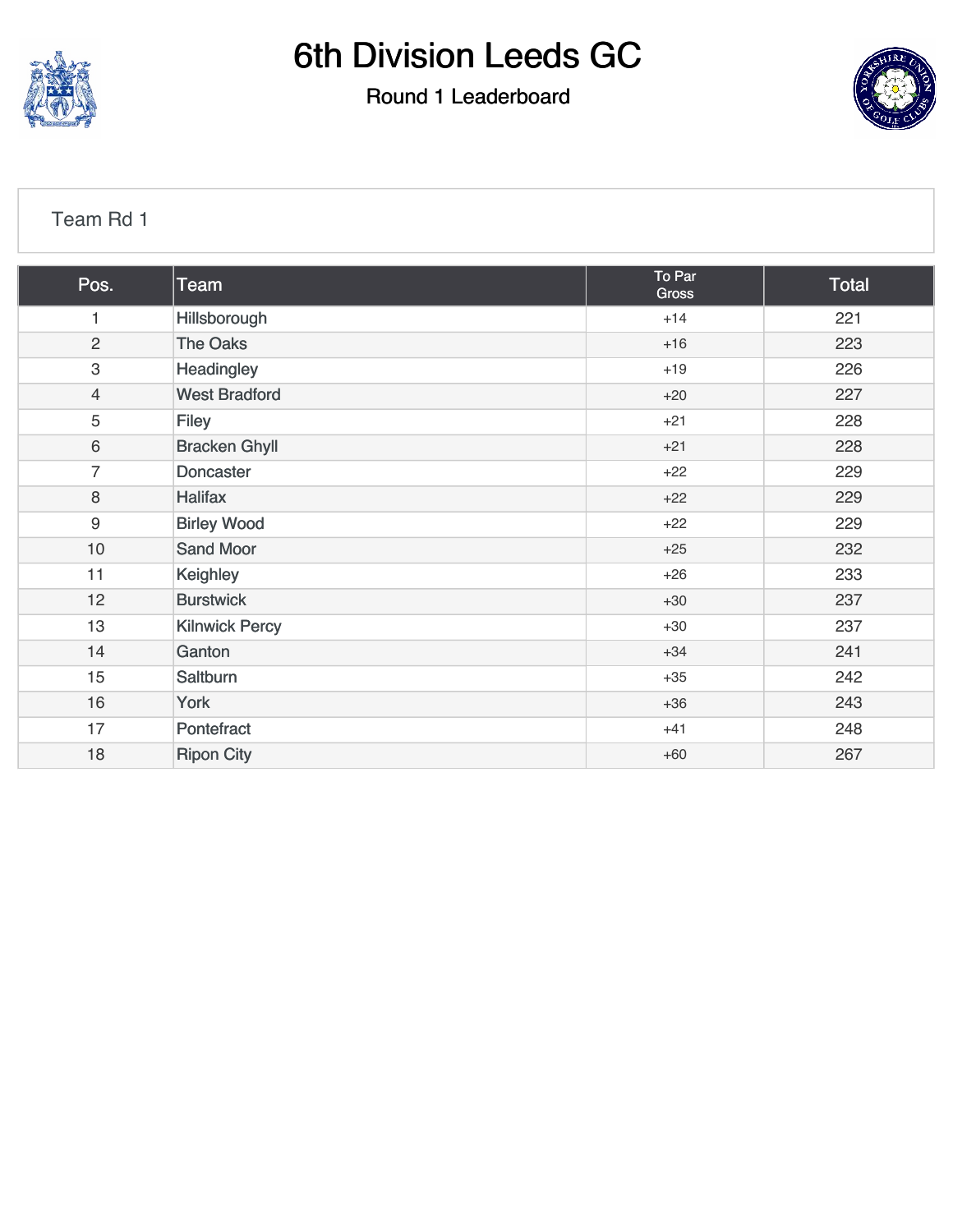# 6th Division Leeds GC

## Round 1 Leaderboard

Team Rd 1

| Pos. | Team | To Par Gross | Total |
|---|---|---|---|
| 1 | Hillsborough | +14 | 221 |
| 2 | The Oaks | +16 | 223 |
| 3 | Headingley | +19 | 226 |
| 4 | West Bradford | +20 | 227 |
| 5 | Filey | +21 | 228 |
| 6 | Bracken Ghyll | +21 | 228 |
| 7 | Doncaster | +22 | 229 |
| 8 | Halifax | +22 | 229 |
| 9 | Birley Wood | +22 | 229 |
| 10 | Sand Moor | +25 | 232 |
| 11 | Keighley | +26 | 233 |
| 12 | Burstwick | +30 | 237 |
| 13 | Kilnwick Percy | +30 | 237 |
| 14 | Ganton | +34 | 241 |
| 15 | Saltburn | +35 | 242 |
| 16 | York | +36 | 243 |
| 17 | Pontefract | +41 | 248 |
| 18 | Ripon City | +60 | 267 |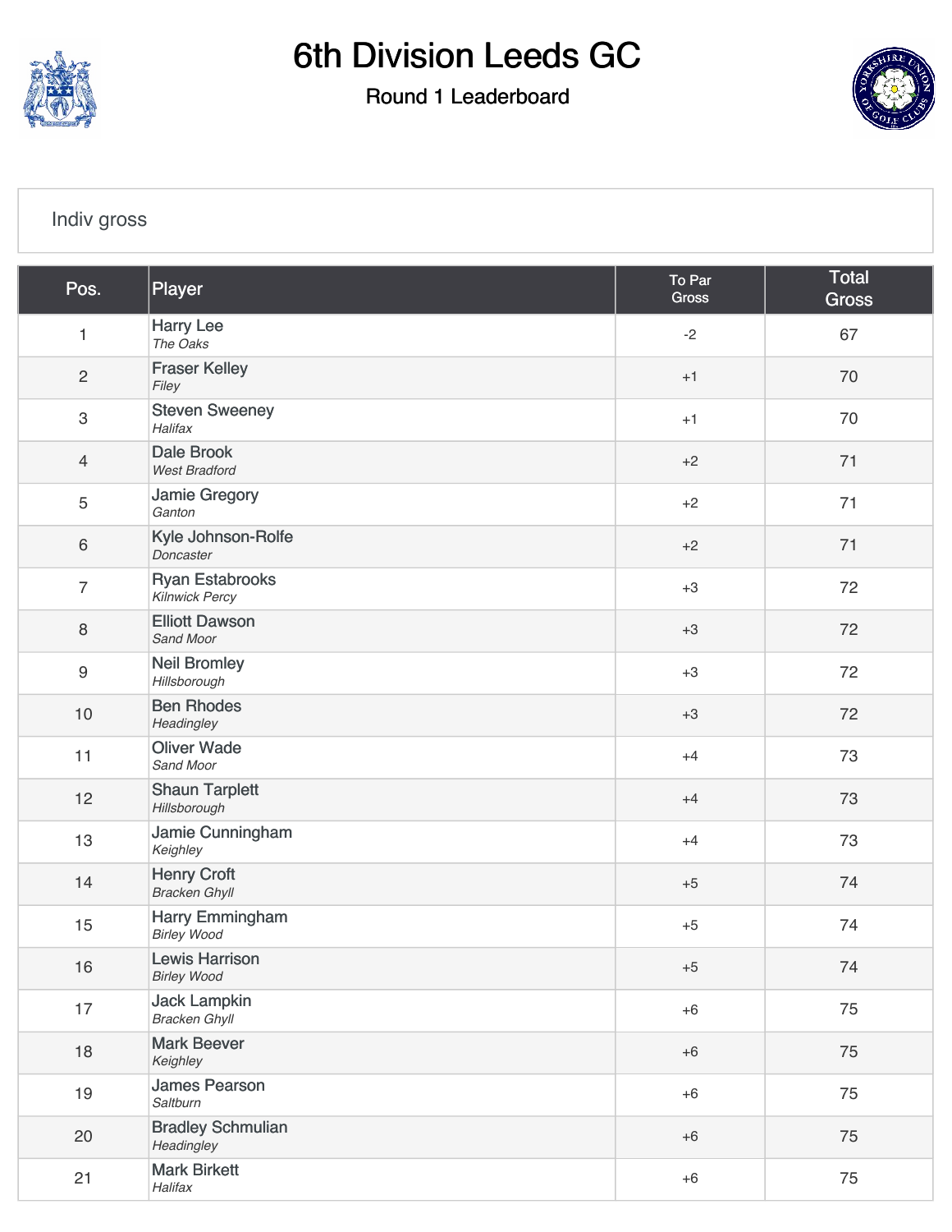# 6th Division Leeds GC

## Round 1 Leaderboard

Indiv gross

| Pos. | Player | To Par Gross | Total Gross |
|---|---|---|---|
| 1 | Harry Lee *The Oaks* | -2 | 67 |
| 2 | Fraser Kelley *Filey* | +1 | 70 |
| 3 | Steven Sweeney *Halifax* | +1 | 70 |
| 4 | Dale Brook *West Bradford* | +2 | 71 |
| 5 | Jamie Gregory *Ganton* | +2 | 71 |
| 6 | Kyle Johnson-Rolfe *Doncaster* | +2 | 71 |
| 7 | Ryan Estabrooks *Kilnwick Percy* | +3 | 72 |
| 8 | Elliott Dawson *Sand Moor* | +3 | 72 |
| 9 | Neil Bromley *Hillsborough* | +3 | 72 |
| 10 | Ben Rhodes *Headingley* | +3 | 72 |
| 11 | Oliver Wade *Sand Moor* | +4 | 73 |
| 12 | Shaun Tarplett *Hillsborough* | +4 | 73 |
| 13 | Jamie Cunningham *Keighley* | +4 | 73 |
| 14 | Henry Croft *Bracken Ghyll* | +5 | 74 |
| 15 | Harry Emmingham *Birley Wood* | +5 | 74 |
| 16 | Lewis Harrison *Birley Wood* | +5 | 74 |
| 17 | Jack Lampkin *Bracken Ghyll* | +6 | 75 |
| 18 | Mark Beever *Keighley* | +6 | 75 |
| 19 | James Pearson *Saltburn* | +6 | 75 |
| 20 | Bradley Schmulian *Headingley* | +6 | 75 |
| 21 | Mark Birkett *Halifax* | +6 | 75 |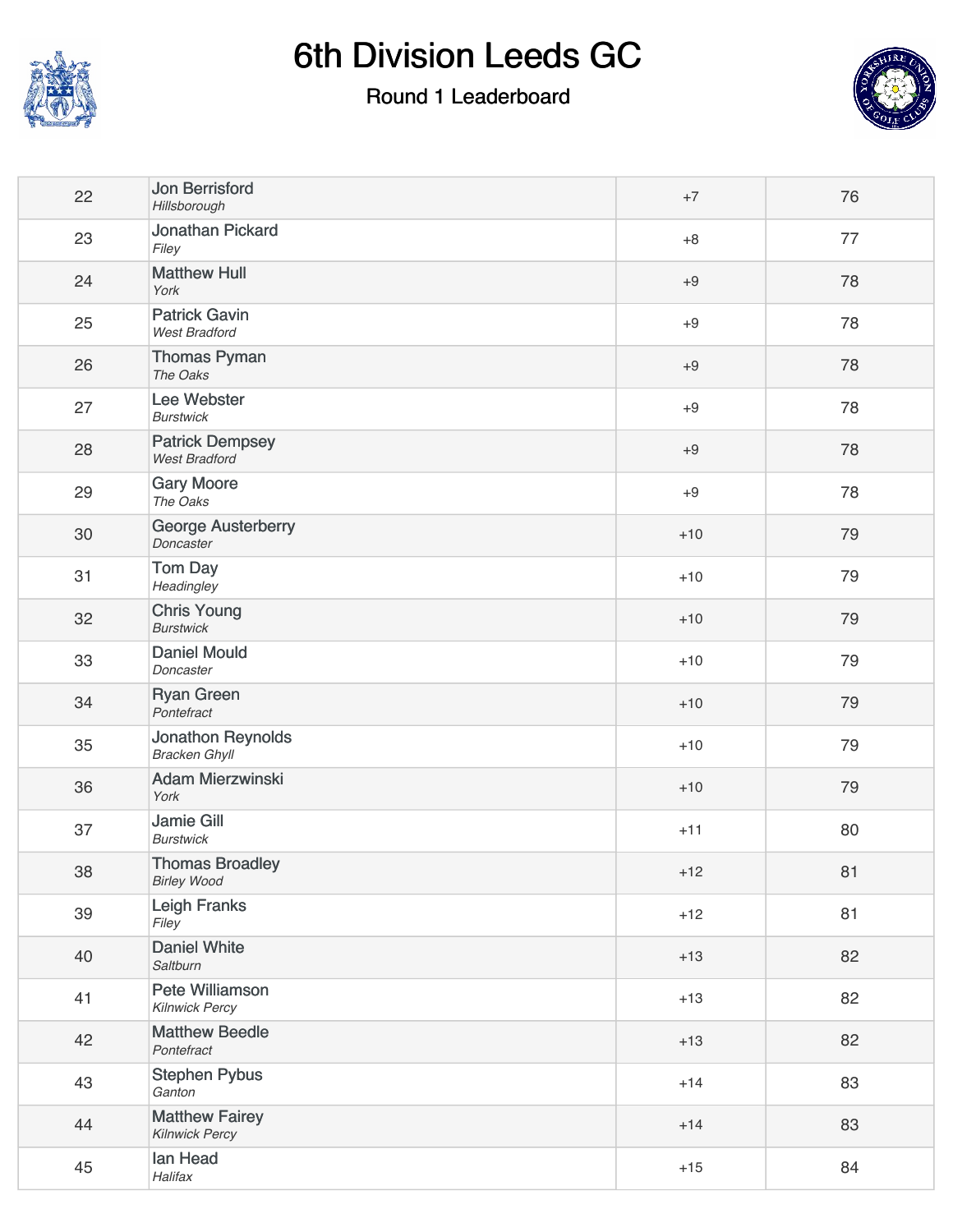# 6th Division Leeds GC

## Round 1 Leaderboard

| Pos | Player | To Par | Score |
|---|---|---|---|
| 22 | Jon Berrisford *Hillsborough* | +7 | 76 |
| 23 | Jonathan Pickard *Filey* | +8 | 77 |
| 24 | Matthew Hull *York* | +9 | 78 |
| 25 | Patrick Gavin *West Bradford* | +9 | 78 |
| 26 | Thomas Pyman *The Oaks* | +9 | 78 |
| 27 | Lee Webster *Burstwick* | +9 | 78 |
| 28 | Patrick Dempsey *West Bradford* | +9 | 78 |
| 29 | Gary Moore *The Oaks* | +9 | 78 |
| 30 | George Austerberry *Doncaster* | +10 | 79 |
| 31 | Tom Day *Headingley* | +10 | 79 |
| 32 | Chris Young *Burstwick* | +10 | 79 |
| 33 | Daniel Mould *Doncaster* | +10 | 79 |
| 34 | Ryan Green *Pontefract* | +10 | 79 |
| 35 | Jonathon Reynolds *Bracken Ghyll* | +10 | 79 |
| 36 | Adam Mierzwinski *York* | +10 | 79 |
| 37 | Jamie Gill *Burstwick* | +11 | 80 |
| 38 | Thomas Broadley *Birley Wood* | +12 | 81 |
| 39 | Leigh Franks *Filey* | +12 | 81 |
| 40 | Daniel White *Saltburn* | +13 | 82 |
| 41 | Pete Williamson *Kilnwick Percy* | +13 | 82 |
| 42 | Matthew Beedle *Pontefract* | +13 | 82 |
| 43 | Stephen Pybus *Ganton* | +14 | 83 |
| 44 | Matthew Fairey *Kilnwick Percy* | +14 | 83 |
| 45 | Ian Head *Halifax* | +15 | 84 |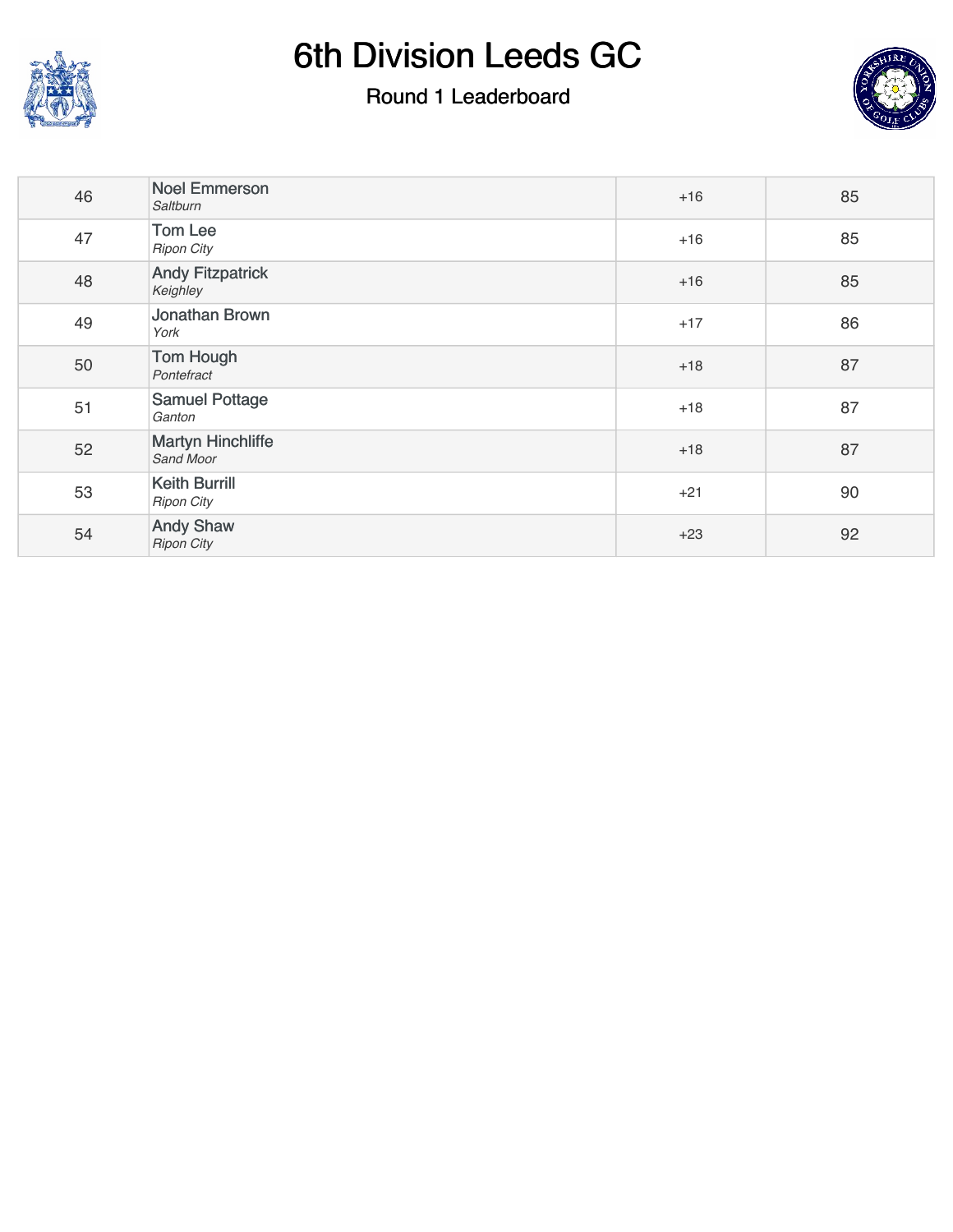# 6th Division Leeds GC

## Round 1 Leaderboard

| | | | |
|---|---|---|---|
| 46 | Noel Emmerson<br>*Saltburn* | +16 | 85 |
| 47 | Tom Lee<br>*Ripon City* | +16 | 85 |
| 48 | Andy Fitzpatrick<br>*Keighley* | +16 | 85 |
| 49 | Jonathan Brown<br>*York* | +17 | 86 |
| 50 | Tom Hough<br>*Pontefract* | +18 | 87 |
| 51 | Samuel Pottage<br>*Ganton* | +18 | 87 |
| 52 | Martyn Hinchliffe<br>*Sand Moor* | +18 | 87 |
| 53 | Keith Burrill<br>*Ripon City* | +21 | 90 |
| 54 | Andy Shaw<br>*Ripon City* | +23 | 92 |